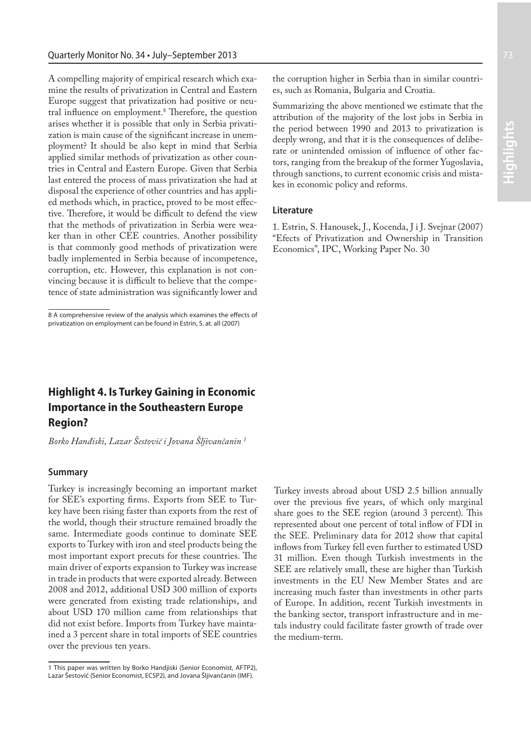A compelling majority of empirical research which examine the results of privatization in Central and Eastern Europe suggest that privatization had positive or neutral influence on employment.[8] Therefore, the question arises whether it is possible that only in Serbia privatization is main cause of the significant increase in unemployment? It should be also kept in mind that Serbia applied similar methods of privatization as other countries in Central and Eastern Europe. Given that Serbia last entered the process of mass privatization she had at disposal the experience of other countries and has applied methods which, in practice, proved to be most effective. Therefore, it would be difficult to defend the view that the methods of privatization in Serbia were weaker than in other CEE countries. Another possibility is that commonly good methods of privatization were badly implemented in Serbia because of incompetence, corruption, etc. However, this explanation is not convincing because it is difficult to believe that the competence of state administration was significantly lower and the corruption higher in Serbia than in similar countries, such as Romania, Bulgaria and Croatia.

Summarizing the above mentioned we estimate that the attribution of the majority of the lost jobs in Serbia in the period between 1990 and 2013 to privatization is deeply wrong, and that it is the consequences of deliberate or unintended omission of influence of other factors, ranging from the breakup of the former Yugoslavia, through sanctions, to current economic crisis and mistakes in economic policy and reforms.

### Literature

1. Estrin, S. Hanousek, J., Kocenda, J i J. Svejnar (2007) "Efects of Privatization and Ownership in Transition Economics", IPC, Working Paper No. 30

8 A comprehensive review of the analysis which examines the effects of privatization on employment can be found in Estrin, S. at. all (2007)

## Highlight 4. Is Turkey Gaining in Economic Importance in the Southeastern Europe Region?

*Borko Hanđiski, Lazar Šestović i Jovana Šljivančanin* [1]

### Summary

Turkey is increasingly becoming an important market for SEE's exporting firms. Exports from SEE to Turkey have been rising faster than exports from the rest of the world, though their structure remained broadly the same. Intermediate goods continue to dominate SEE exports to Turkey with iron and steel products being the most important export precuts for these countries. The main driver of exports expansion to Turkey was increase in trade in products that were exported already. Between 2008 and 2012, additional USD 300 million of exports were generated from existing trade relationships, and about USD 170 million came from relationships that did not exist before. Imports from Turkey have maintained a 3 percent share in total imports of SEE countries over the previous ten years.

Turkey invests abroad about USD 2.5 billion annually over the previous five years, of which only marginal share goes to the SEE region (around 3 percent). This represented about one percent of total inflow of FDI in the SEE. Preliminary data for 2012 show that capital inflows from Turkey fell even further to estimated USD 31 million. Even though Turkish investments in the SEE are relatively small, these are higher than Turkish investments in the EU New Member States and are increasing much faster than investments in other parts of Europe. In addition, recent Turkish investments in the banking sector, transport infrastructure and in metals industry could facilitate faster growth of trade over the medium-term.

1 This paper was written by Borko Handjiski (Senior Economist, AFTP2), Lazar Šestović (Senior Economist, ECSP2), and Jovana Šljivančanin (IMF).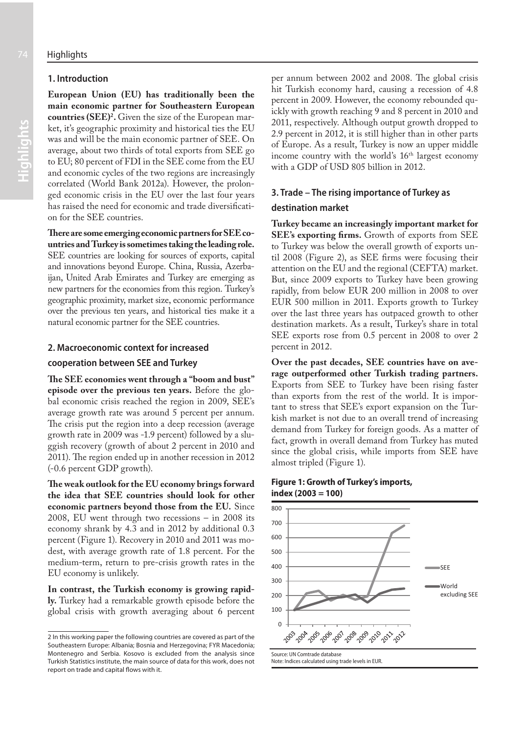## 1. Introduction

**European Union (EU) has traditionally been the main economic partner for Southeastern European countries (SEE)[2].** Given the size of the European market, it's geographic proximity and historical ties the EU was and will be the main economic partner of SEE. On average, about two thirds of total exports from SEE go to EU; 80 percent of FDI in the SEE come from the EU and economic cycles of the two regions are increasingly correlated (World Bank 2012a). However, the prolonged economic crisis in the EU over the last four years has raised the need for economic and trade diversification for the SEE countries.

**There are some emerging economic partners for SEE countries and Turkey is sometimes taking the leading role.** SEE countries are looking for sources of exports, capital and innovations beyond Europe. China, Russia, Azerbaijan, United Arab Emirates and Turkey are emerging as new partners for the economies from this region. Turkey's geographic proximity, market size, economic performance over the previous ten years, and historical ties make it a natural economic partner for the SEE countries.

## 2. Macroeconomic context for increased cooperation between SEE and Turkey

**The SEE economies went through a "boom and bust" episode over the previous ten years.** Before the global economic crisis reached the region in 2009, SEE's average growth rate was around 5 percent per annum. The crisis put the region into a deep recession (average growth rate in 2009 was -1.9 percent) followed by a sluggish recovery (growth of about 2 percent in 2010 and 2011). The region ended up in another recession in 2012 (-0.6 percent GDP growth).

**The weak outlook for the EU economy brings forward the idea that SEE countries should look for other economic partners beyond those from the EU.** Since 2008, EU went through two recessions – in 2008 its economy shrank by 4.3 and in 2012 by additional 0.3 percent (Figure 1). Recovery in 2010 and 2011 was modest, with average growth rate of 1.8 percent. For the medium-term, return to pre-crisis growth rates in the EU economy is unlikely.

**In contrast, the Turkish economy is growing rapidly.** Turkey had a remarkable growth episode before the global crisis with growth averaging about 6 percent per annum between 2002 and 2008. The global crisis hit Turkish economy hard, causing a recession of 4.8 percent in 2009. However, the economy rebounded quickly with growth reaching 9 and 8 percent in 2010 and 2011, respectively. Although output growth dropped to 2.9 percent in 2012, it is still higher than in other parts of Europe. As a result, Turkey is now an upper middle income country with the world's 16th largest economy with a GDP of USD 805 billion in 2012.

## 3. Trade – The rising importance of Turkey as destination market

**Turkey became an increasingly important market for SEE's exporting firms.** Growth of exports from SEE to Turkey was below the overall growth of exports until 2008 (Figure 2), as SEE firms were focusing their attention on the EU and the regional (CEFTA) market. But, since 2009 exports to Turkey have been growing rapidly, from below EUR 200 million in 2008 to over EUR 500 million in 2011. Exports growth to Turkey over the last three years has outpaced growth to other destination markets. As a result, Turkey's share in total SEE exports rose from 0.5 percent in 2008 to over 2 percent in 2012.

**Over the past decades, SEE countries have on average outperformed other Turkish trading partners.** Exports from SEE to Turkey have been rising faster than exports from the rest of the world. It is important to stress that SEE's export expansion on the Turkish market is not due to an overall trend of increasing demand from Turkey for foreign goods. As a matter of fact, growth in overall demand from Turkey has muted since the global crisis, while imports from SEE have almost tripled (Figure 1).

**Figure 1: Growth of Turkey's imports, index (2003 = 100)**

Source: UN Comtrade database
Note: Indices calculated using trade levels in EUR.

---

[2] In this working paper the following countries are covered as part of the Southeastern Europe: Albania; Bosnia and Herzegovina; FYR Macedonia; Montenegro and Serbia. Kosovo is excluded from the analysis since Turkish Statistics institute, the main source of data for this work, does not report on trade and capital flows with it.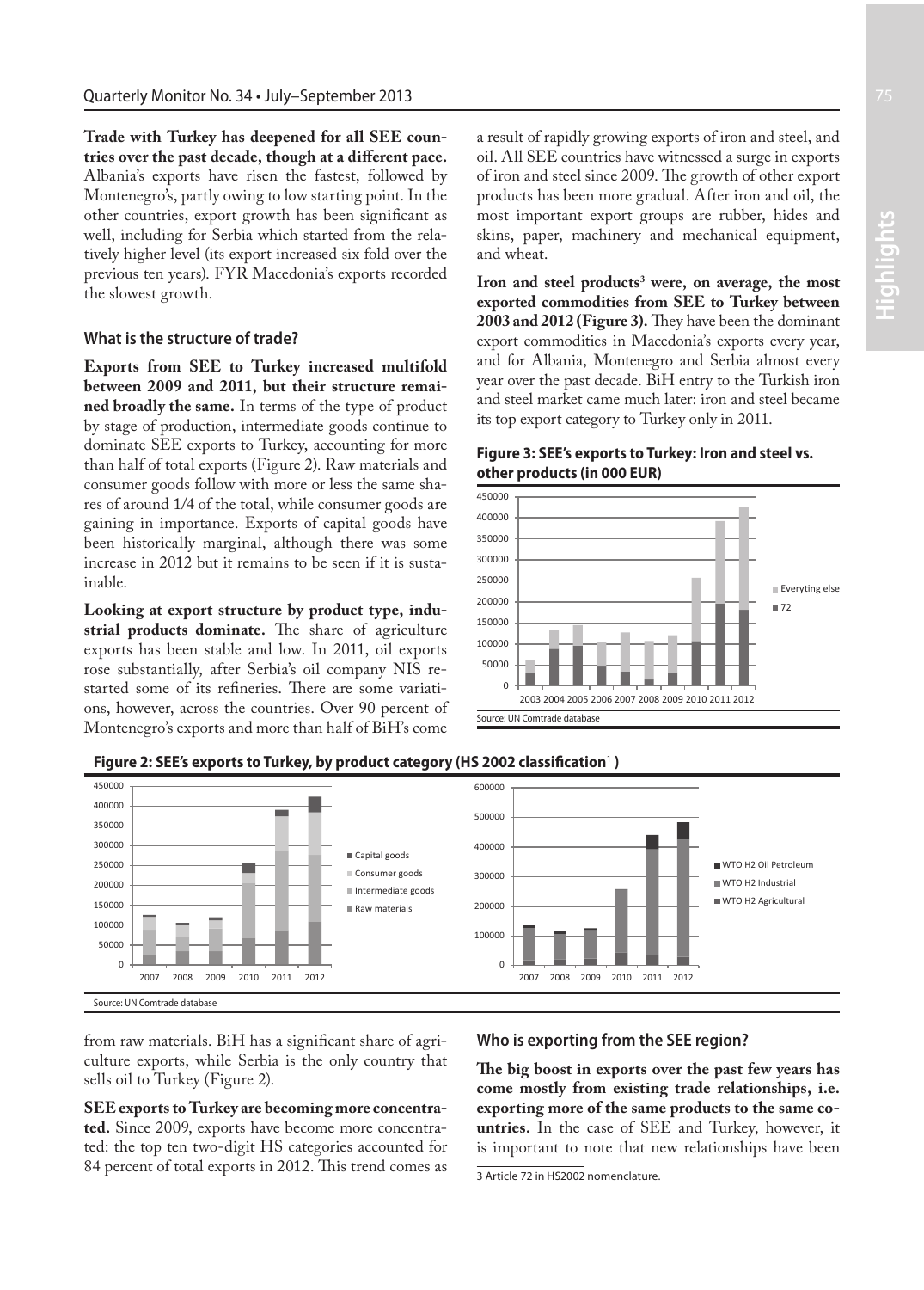**Trade with Turkey has deepened for all SEE countries over the past decade, though at a different pace.** Albania's exports have risen the fastest, followed by Montenegro's, partly owing to low starting point. In the other countries, export growth has been significant as well, including for Serbia which started from the relatively higher level (its export increased six fold over the previous ten years). FYR Macedonia's exports recorded the slowest growth.

### What is the structure of trade?

**Exports from SEE to Turkey increased multifold between 2009 and 2011, but their structure remained broadly the same.** In terms of the type of product by stage of production, intermediate goods continue to dominate SEE exports to Turkey, accounting for more than half of total exports (Figure 2). Raw materials and consumer goods follow with more or less the same shares of around 1/4 of the total, while consumer goods are gaining in importance. Exports of capital goods have been historically marginal, although there was some increase in 2012 but it remains to be seen if it is sustainable.

**Looking at export structure by product type, industrial products dominate.** The share of agriculture exports has been stable and low. In 2011, oil exports rose substantially, after Serbia's oil company NIS restarted some of its refineries. There are some variations, however, across the countries. Over 90 percent of Montenegro's exports and more than half of BiH's come from raw materials. BiH has a significant share of agriculture exports, while Serbia is the only country that sells oil to Turkey (Figure 2).

**SEE exports to Turkey are becoming more concentrated.** Since 2009, exports have become more concentrated: the top ten two-digit HS categories accounted for 84 percent of total exports in 2012. This trend comes as a result of rapidly growing exports of iron and steel, and oil. All SEE countries have witnessed a surge in exports of iron and steel since 2009. The growth of other export products has been more gradual. After iron and oil, the most important export groups are rubber, hides and skins, paper, machinery and mechanical equipment, and wheat.

**Iron and steel products[3] were, on average, the most exported commodities from SEE to Turkey between 2003 and 2012 (Figure 3).** They have been the dominant export commodities in Macedonia's exports every year, and for Albania, Montenegro and Serbia almost every year over the past decade. BiH entry to the Turkish iron and steel market came much later: iron and steel became its top export category to Turkey only in 2011.

**Figure 3: SEE's exports to Turkey: Iron and steel vs. other products (in 000 EUR)**

Source: UN Comtrade database

**Figure 2: SEE's exports to Turkey, by product category (HS 2002 classification[1])**

Source: UN Comtrade database

### Who is exporting from the SEE region?

**The big boost in exports over the past few years has come mostly from existing trade relationships, i.e. exporting more of the same products to the same countries.** In the case of SEE and Turkey, however, it is important to note that new relationships have been

3 Article 72 in HS2002 nomenclature.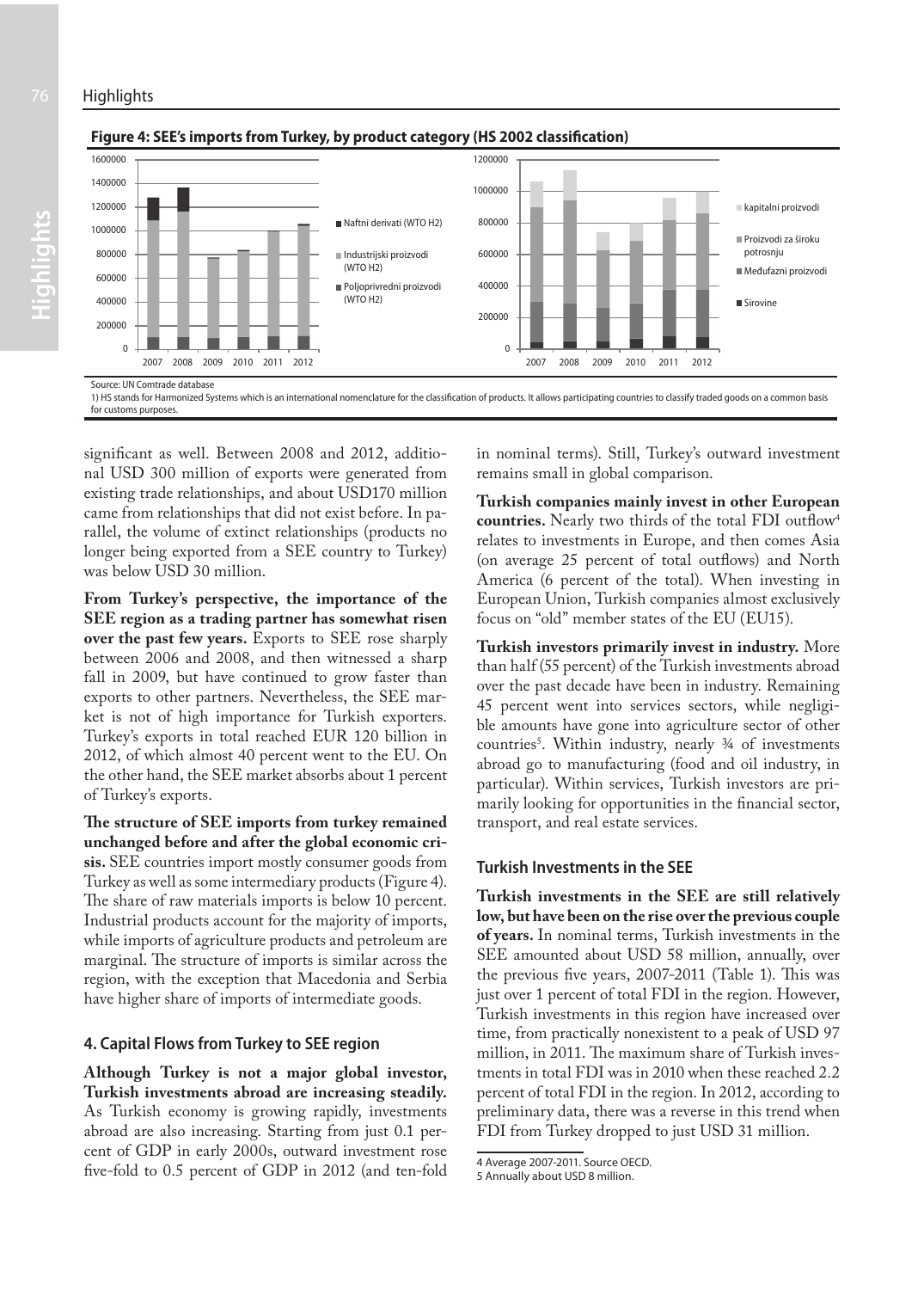**Figure 4: SEE's imports from Turkey, by product category (HS 2002 classification)**

Source: UN Comtrade database

1) HS stands for Harmonized Systems which is an international nomenclature for the classification of products. It allows participating countries to classify traded goods on a common basis for customs purposes.

significant as well. Between 2008 and 2012, additional USD 300 million of exports were generated from existing trade relationships, and about USD170 million came from relationships that did not exist before. In parallel, the volume of extinct relationships (products no longer being exported from a SEE country to Turkey) was below USD 30 million.

**From Turkey's perspective, the importance of the SEE region as a trading partner has somewhat risen over the past few years.** Exports to SEE rose sharply between 2006 and 2008, and then witnessed a sharp fall in 2009, but have continued to grow faster than exports to other partners. Nevertheless, the SEE market is not of high importance for Turkish exporters. Turkey's exports in total reached EUR 120 billion in 2012, of which almost 40 percent went to the EU. On the other hand, the SEE market absorbs about 1 percent of Turkey's exports.

**The structure of SEE imports from turkey remained unchanged before and after the global economic crisis.** SEE countries import mostly consumer goods from Turkey as well as some intermediary products (Figure 4). The share of raw materials imports is below 10 percent. Industrial products account for the majority of imports, while imports of agriculture products and petroleum are marginal. The structure of imports is similar across the region, with the exception that Macedonia and Serbia have higher share of imports of intermediate goods.

## 4. Capital Flows from Turkey to SEE region

**Although Turkey is not a major global investor, Turkish investments abroad are increasing steadily.** As Turkish economy is growing rapidly, investments abroad are also increasing. Starting from just 0.1 percent of GDP in early 2000s, outward investment rose five-fold to 0.5 percent of GDP in 2012 (and ten-fold in nominal terms). Still, Turkey's outward investment remains small in global comparison.

**Turkish companies mainly invest in other European countries.** Nearly two thirds of the total FDI outflow[4] relates to investments in Europe, and then comes Asia (on average 25 percent of total outflows) and North America (6 percent of the total). When investing in European Union, Turkish companies almost exclusively focus on "old" member states of the EU (EU15).

**Turkish investors primarily invest in industry.** More than half (55 percent) of the Turkish investments abroad over the past decade have been in industry. Remaining 45 percent went into services sectors, while negligible amounts have gone into agriculture sector of other countries[5]. Within industry, nearly ¾ of investments abroad go to manufacturing (food and oil industry, in particular). Within services, Turkish investors are primarily looking for opportunities in the financial sector, transport, and real estate services.

### Turkish Investments in the SEE

**Turkish investments in the SEE are still relatively low, but have been on the rise over the previous couple of years.** In nominal terms, Turkish investments in the SEE amounted about USD 58 million, annually, over the previous five years, 2007-2011 (Table 1). This was just over 1 percent of total FDI in the region. However, Turkish investments in this region have increased over time, from practically nonexistent to a peak of USD 97 million, in 2011. The maximum share of Turkish investments in total FDI was in 2010 when these reached 2.2 percent of total FDI in the region. In 2012, according to preliminary data, there was a reverse in this trend when FDI from Turkey dropped to just USD 31 million.

4 Average 2007-2011. Source OECD.

5 Annually about USD 8 million.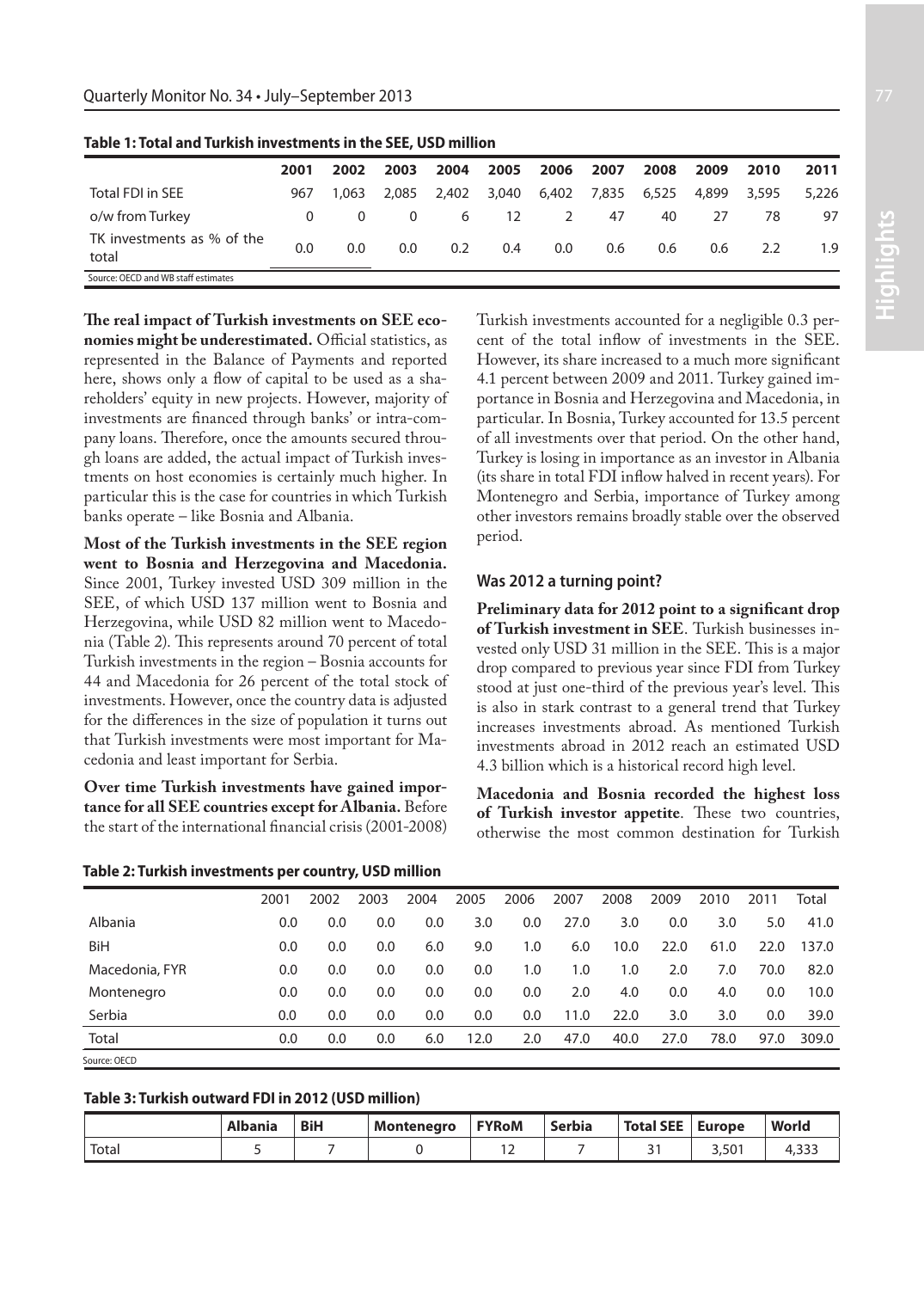**Table 1: Total and Turkish investments in the SEE, USD million**

| | 2001 | 2002 | 2003 | 2004 | 2005 | 2006 | 2007 | 2008 | 2009 | 2010 | 2011 |
|---|---|---|---|---|---|---|---|---|---|---|---|
| Total FDI in SEE | 967 | 1,063 | 2,085 | 2,402 | 3,040 | 6,402 | 7,835 | 6,525 | 4,899 | 3,595 | 5,226 |
| o/w from Turkey | 0 | 0 | 0 | 6 | 12 | 2 | 47 | 40 | 27 | 78 | 97 |
| TK investments as % of the total | 0.0 | 0.0 | 0.0 | 0.2 | 0.4 | 0.0 | 0.6 | 0.6 | 0.6 | 2.2 | 1.9 |

Source: OECD and WB staff estimates

**The real impact of Turkish investments on SEE economies might be underestimated.** Official statistics, as represented in the Balance of Payments and reported here, shows only a flow of capital to be used as a shareholders' equity in new projects. However, majority of investments are financed through banks' or intra-company loans. Therefore, once the amounts secured through loans are added, the actual impact of Turkish investments on host economies is certainly much higher. In particular this is the case for countries in which Turkish banks operate – like Bosnia and Albania.

**Most of the Turkish investments in the SEE region went to Bosnia and Herzegovina and Macedonia.** Since 2001, Turkey invested USD 309 million in the SEE, of which USD 137 million went to Bosnia and Herzegovina, while USD 82 million went to Macedonia (Table 2). This represents around 70 percent of total Turkish investments in the region – Bosnia accounts for 44 and Macedonia for 26 percent of the total stock of investments. However, once the country data is adjusted for the differences in the size of population it turns out that Turkish investments were most important for Macedonia and least important for Serbia.

**Over time Turkish investments have gained importance for all SEE countries except for Albania.** Before the start of the international financial crisis (2001-2008) Turkish investments accounted for a negligible 0.3 percent of the total inflow of investments in the SEE. However, its share increased to a much more significant 4.1 percent between 2009 and 2011. Turkey gained importance in Bosnia and Herzegovina and Macedonia, in particular. In Bosnia, Turkey accounted for 13.5 percent of all investments over that period. On the other hand, Turkey is losing in importance as an investor in Albania (its share in total FDI inflow halved in recent years). For Montenegro and Serbia, importance of Turkey among other investors remains broadly stable over the observed period.

### Was 2012 a turning point?

**Preliminary data for 2012 point to a significant drop of Turkish investment in SEE**. Turkish businesses invested only USD 31 million in the SEE. This is a major drop compared to previous year since FDI from Turkey stood at just one-third of the previous year's level. This is also in stark contrast to a general trend that Turkey increases investments abroad. As mentioned Turkish investments abroad in 2012 reach an estimated USD 4.3 billion which is a historical record high level.

**Macedonia and Bosnia recorded the highest loss of Turkish investor appetite**. These two countries, otherwise the most common destination for Turkish

**Table 2: Turkish investments per country, USD million**

| | 2001 | 2002 | 2003 | 2004 | 2005 | 2006 | 2007 | 2008 | 2009 | 2010 | 2011 | Total |
|---|---|---|---|---|---|---|---|---|---|---|---|---|
| Albania | 0.0 | 0.0 | 0.0 | 0.0 | 3.0 | 0.0 | 27.0 | 3.0 | 0.0 | 3.0 | 5.0 | 41.0 |
| BiH | 0.0 | 0.0 | 0.0 | 6.0 | 9.0 | 1.0 | 6.0 | 10.0 | 22.0 | 61.0 | 22.0 | 137.0 |
| Macedonia, FYR | 0.0 | 0.0 | 0.0 | 0.0 | 0.0 | 1.0 | 1.0 | 1.0 | 2.0 | 7.0 | 70.0 | 82.0 |
| Montenegro | 0.0 | 0.0 | 0.0 | 0.0 | 0.0 | 0.0 | 2.0 | 4.0 | 0.0 | 4.0 | 0.0 | 10.0 |
| Serbia | 0.0 | 0.0 | 0.0 | 0.0 | 0.0 | 0.0 | 11.0 | 22.0 | 3.0 | 3.0 | 0.0 | 39.0 |
| Total | 0.0 | 0.0 | 0.0 | 6.0 | 12.0 | 2.0 | 47.0 | 40.0 | 27.0 | 78.0 | 97.0 | 309.0 |

Source: OECD

**Table 3: Turkish outward FDI in 2012 (USD million)**

| | Albania | BiH | Montenegro | FYRoM | Serbia | Total SEE | Europe | World |
|---|---|---|---|---|---|---|---|---|
| Total | 5 | 7 | 0 | 12 | 7 | 31 | 3,501 | 4,333 |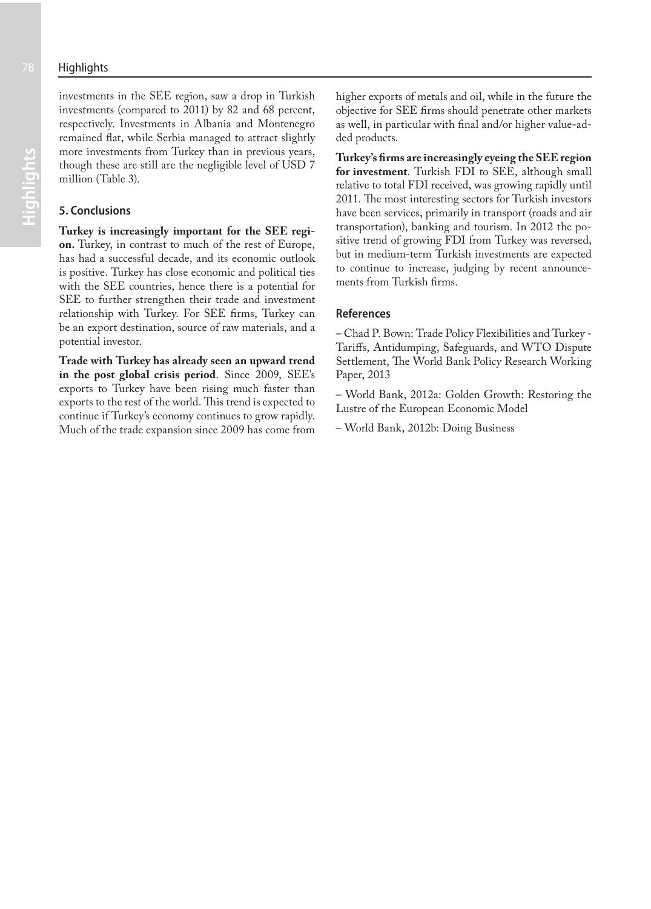investments in the SEE region, saw a drop in Turkish investments (compared to 2011) by 82 and 68 percent, respectively. Investments in Albania and Montenegro remained flat, while Serbia managed to attract slightly more investments from Turkey than in previous years, though these are still are the negligible level of USD 7 million (Table 3).

## 5. Conclusions

**Turkey is increasingly important for the SEE region.** Turkey, in contrast to much of the rest of Europe, has had a successful decade, and its economic outlook is positive. Turkey has close economic and political ties with the SEE countries, hence there is a potential for SEE to further strengthen their trade and investment relationship with Turkey. For SEE firms, Turkey can be an export destination, source of raw materials, and a potential investor.

**Trade with Turkey has already seen an upward trend in the post global crisis period**. Since 2009, SEE's exports to Turkey have been rising much faster than exports to the rest of the world. This trend is expected to continue if Turkey's economy continues to grow rapidly. Much of the trade expansion since 2009 has come from higher exports of metals and oil, while in the future the objective for SEE firms should penetrate other markets as well, in particular with final and/or higher value-added products.

**Turkey's firms are increasingly eyeing the SEE region for investment**. Turkish FDI to SEE, although small relative to total FDI received, was growing rapidly until 2011. The most interesting sectors for Turkish investors have been services, primarily in transport (roads and air transportation), banking and tourism. In 2012 the positive trend of growing FDI from Turkey was reversed, but in medium-term Turkish investments are expected to continue to increase, judging by recent announcements from Turkish firms.

## References

– Chad P. Bown: Trade Policy Flexibilities and Turkey - Tariffs, Antidumping, Safeguards, and WTO Dispute Settlement, The World Bank Policy Research Working Paper, 2013

– World Bank, 2012a: Golden Growth: Restoring the Lustre of the European Economic Model

– World Bank, 2012b: Doing Business